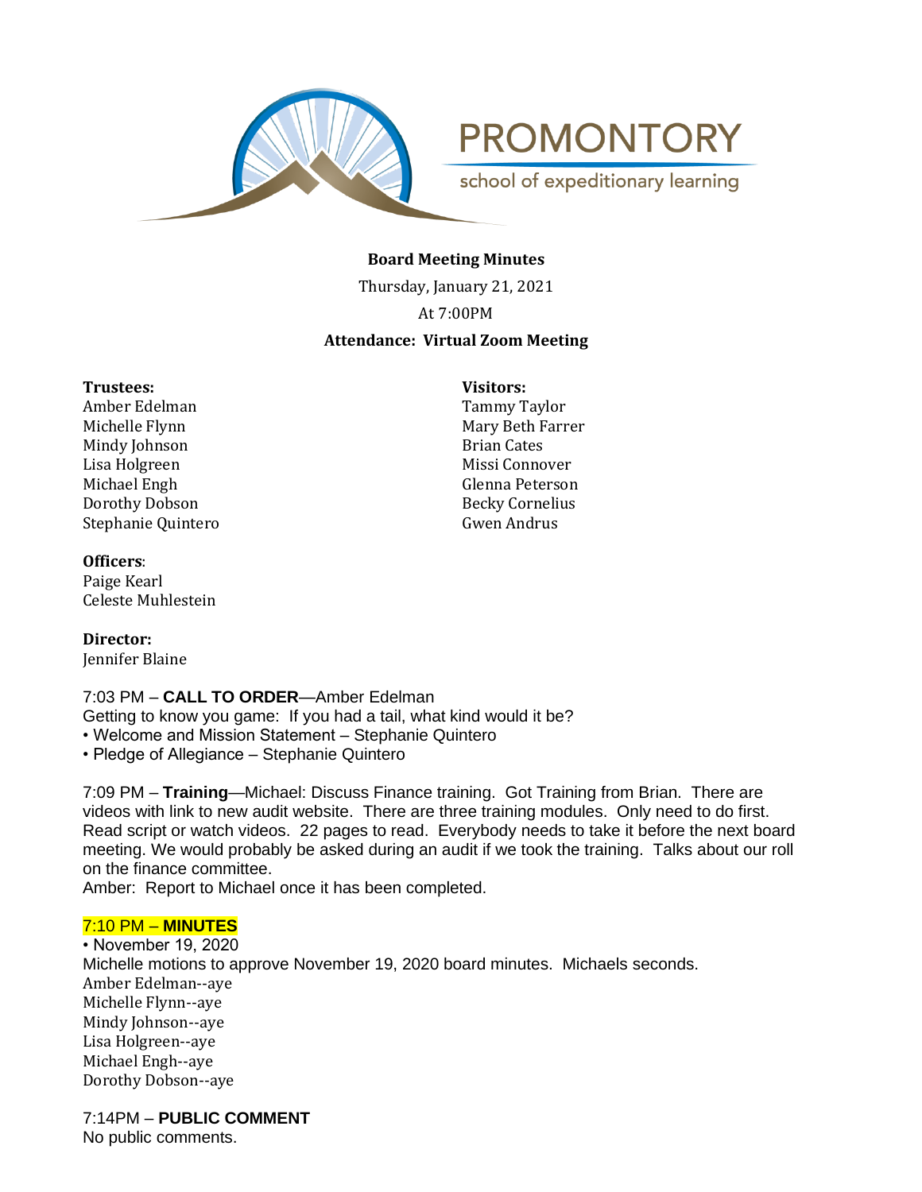PROMONTORY

school of expeditionary learning

**Board Meeting Minutes**

Thursday, January 21, 2021

At 7:00PM

**Attendance: Virtual Zoom Meeting**

**Trustees:**
Amber Edelman
Michelle Flynn
Mindy Johnson
Lisa Holgreen
Michael Engh
Dorothy Dobson
Stephanie Quintero

**Visitors:**
Tammy Taylor
Mary Beth Farrer
Brian Cates
Missi Connover
Glenna Peterson
Becky Cornelius
Gwen Andrus

**Officers**:
Paige Kearl
Celeste Muhlestein

**Director:**
Jennifer Blaine

7:03 PM – **CALL TO ORDER**—Amber Edelman
Getting to know you game: If you had a tail, what kind would it be?

- Welcome and Mission Statement – Stephanie Quintero
- Pledge of Allegiance – Stephanie Quintero

7:09 PM – **Training**—Michael: Discuss Finance training. Got Training from Brian. There are videos with link to new audit website. There are three training modules. Only need to do first. Read script or watch videos. 22 pages to read. Everybody needs to take it before the next board meeting. We would probably be asked during an audit if we took the training. Talks about our roll on the finance committee.
Amber: Report to Michael once it has been completed.

7:10 PM – **MINUTES**

- November 19, 2020

Michelle motions to approve November 19, 2020 board minutes. Michaels seconds.
Amber Edelman--aye
Michelle Flynn--aye
Mindy Johnson--aye
Lisa Holgreen--aye
Michael Engh--aye
Dorothy Dobson--aye

7:14PM – **PUBLIC COMMENT**
No public comments.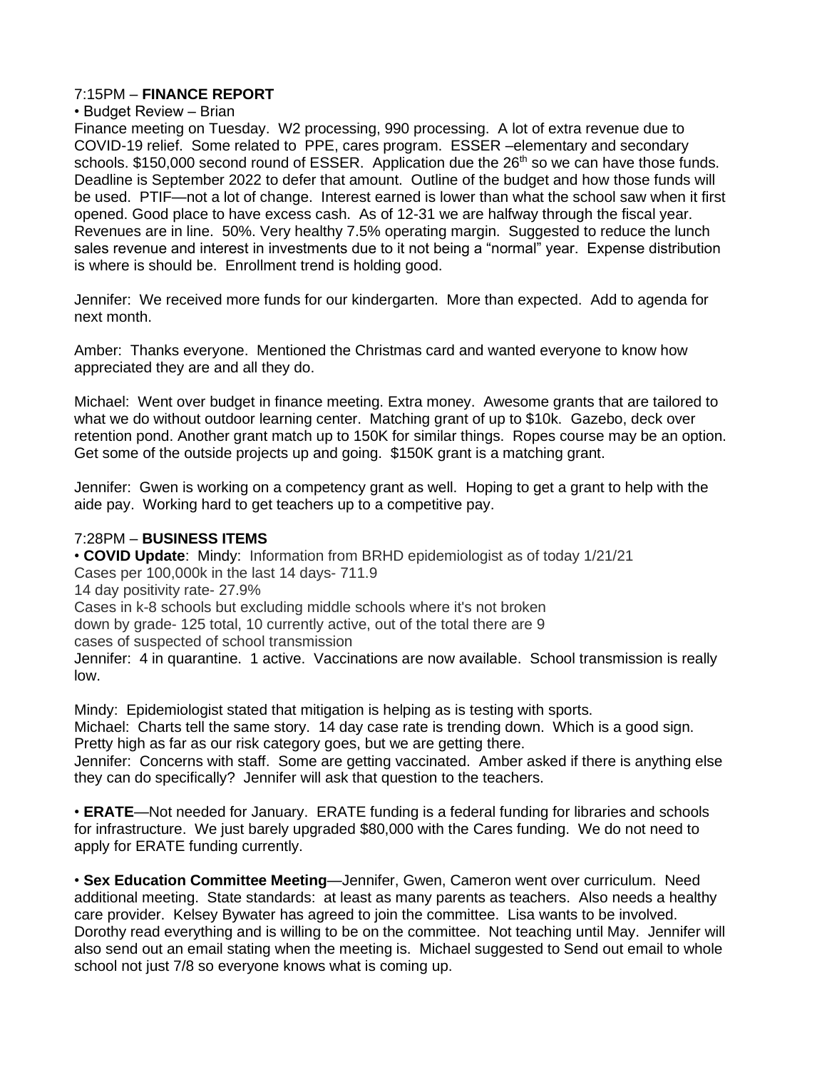7:15PM – **FINANCE REPORT**

• Budget Review – Brian

Finance meeting on Tuesday. W2 processing, 990 processing. A lot of extra revenue due to COVID-19 relief. Some related to PPE, cares program. ESSER –elementary and secondary schools. $150,000 second round of ESSER. Application due the 26th so we can have those funds. Deadline is September 2022 to defer that amount. Outline of the budget and how those funds will be used. PTIF—not a lot of change. Interest earned is lower than what the school saw when it first opened. Good place to have excess cash. As of 12-31 we are halfway through the fiscal year. Revenues are in line. 50%. Very healthy 7.5% operating margin. Suggested to reduce the lunch sales revenue and interest in investments due to it not being a "normal" year. Expense distribution is where is should be. Enrollment trend is holding good.

Jennifer: We received more funds for our kindergarten. More than expected. Add to agenda for next month.

Amber: Thanks everyone. Mentioned the Christmas card and wanted everyone to know how appreciated they are and all they do.

Michael: Went over budget in finance meeting. Extra money. Awesome grants that are tailored to what we do without outdoor learning center. Matching grant of up to $10k. Gazebo, deck over retention pond. Another grant match up to 150K for similar things. Ropes course may be an option. Get some of the outside projects up and going. $150K grant is a matching grant.

Jennifer: Gwen is working on a competency grant as well. Hoping to get a grant to help with the aide pay. Working hard to get teachers up to a competitive pay.

7:28PM – **BUSINESS ITEMS**

• **COVID Update**: Mindy: Information from BRHD epidemiologist as of today 1/21/21
Cases per 100,000k in the last 14 days- 711.9
14 day positivity rate- 27.9%
Cases in k-8 schools but excluding middle schools where it's not broken down by grade- 125 total, 10 currently active, out of the total there are 9 cases of suspected of school transmission
Jennifer: 4 in quarantine. 1 active. Vaccinations are now available. School transmission is really low.

Mindy: Epidemiologist stated that mitigation is helping as is testing with sports.
Michael: Charts tell the same story. 14 day case rate is trending down. Which is a good sign. Pretty high as far as our risk category goes, but we are getting there.
Jennifer: Concerns with staff. Some are getting vaccinated. Amber asked if there is anything else they can do specifically? Jennifer will ask that question to the teachers.

• **ERATE**—Not needed for January. ERATE funding is a federal funding for libraries and schools for infrastructure. We just barely upgraded $80,000 with the Cares funding. We do not need to apply for ERATE funding currently.

• **Sex Education Committee Meeting**—Jennifer, Gwen, Cameron went over curriculum. Need additional meeting. State standards: at least as many parents as teachers. Also needs a healthy care provider. Kelsey Bywater has agreed to join the committee. Lisa wants to be involved. Dorothy read everything and is willing to be on the committee. Not teaching until May. Jennifer will also send out an email stating when the meeting is. Michael suggested to Send out email to whole school not just 7/8 so everyone knows what is coming up.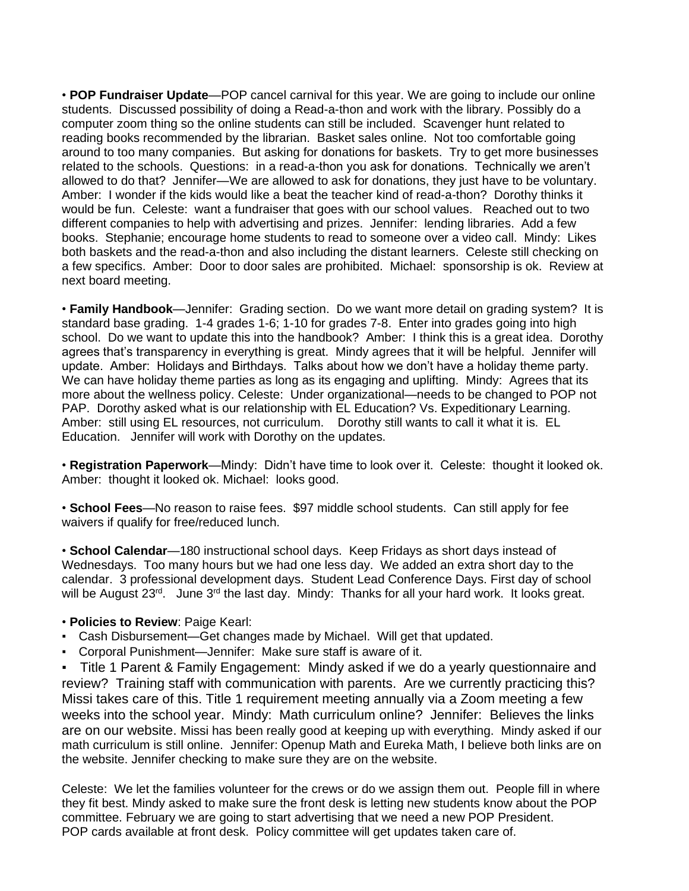• **POP Fundraiser Update**—POP cancel carnival for this year. We are going to include our online students. Discussed possibility of doing a Read-a-thon and work with the library. Possibly do a computer zoom thing so the online students can still be included. Scavenger hunt related to reading books recommended by the librarian. Basket sales online. Not too comfortable going around to too many companies. But asking for donations for baskets. Try to get more businesses related to the schools. Questions: in a read-a-thon you ask for donations. Technically we aren't allowed to do that? Jennifer—We are allowed to ask for donations, they just have to be voluntary. Amber: I wonder if the kids would like a beat the teacher kind of read-a-thon? Dorothy thinks it would be fun. Celeste: want a fundraiser that goes with our school values. Reached out to two different companies to help with advertising and prizes. Jennifer: lending libraries. Add a few books. Stephanie; encourage home students to read to someone over a video call. Mindy: Likes both baskets and the read-a-thon and also including the distant learners. Celeste still checking on a few specifics. Amber: Door to door sales are prohibited. Michael: sponsorship is ok. Review at next board meeting.

• **Family Handbook**—Jennifer: Grading section. Do we want more detail on grading system? It is standard base grading. 1-4 grades 1-6; 1-10 for grades 7-8. Enter into grades going into high school. Do we want to update this into the handbook? Amber: I think this is a great idea. Dorothy agrees that's transparency in everything is great. Mindy agrees that it will be helpful. Jennifer will update. Amber: Holidays and Birthdays. Talks about how we don't have a holiday theme party. We can have holiday theme parties as long as its engaging and uplifting. Mindy: Agrees that its more about the wellness policy. Celeste: Under organizational—needs to be changed to POP not PAP. Dorothy asked what is our relationship with EL Education? Vs. Expeditionary Learning. Amber: still using EL resources, not curriculum. Dorothy still wants to call it what it is. EL Education. Jennifer will work with Dorothy on the updates.

• **Registration Paperwork**—Mindy: Didn't have time to look over it. Celeste: thought it looked ok. Amber: thought it looked ok. Michael: looks good.

• **School Fees**—No reason to raise fees. $97 middle school students. Can still apply for fee waivers if qualify for free/reduced lunch.

• **School Calendar**—180 instructional school days. Keep Fridays as short days instead of Wednesdays. Too many hours but we had one less day. We added an extra short day to the calendar. 3 professional development days. Student Lead Conference Days. First day of school will be August 23rd. June 3rd the last day. Mindy: Thanks for all your hard work. It looks great.

• **Policies to Review**: Paige Kearl:

- Cash Disbursement—Get changes made by Michael. Will get that updated.
- Corporal Punishment—Jennifer: Make sure staff is aware of it.
- Title 1 Parent & Family Engagement: Mindy asked if we do a yearly questionnaire and review? Training staff with communication with parents. Are we currently practicing this? Missi takes care of this. Title 1 requirement meeting annually via a Zoom meeting a few weeks into the school year. Mindy: Math curriculum online? Jennifer: Believes the links are on our website. Missi has been really good at keeping up with everything. Mindy asked if our math curriculum is still online. Jennifer: Openup Math and Eureka Math, I believe both links are on the website. Jennifer checking to make sure they are on the website.

Celeste: We let the families volunteer for the crews or do we assign them out. People fill in where they fit best. Mindy asked to make sure the front desk is letting new students know about the POP committee. February we are going to start advertising that we need a new POP President. POP cards available at front desk. Policy committee will get updates taken care of.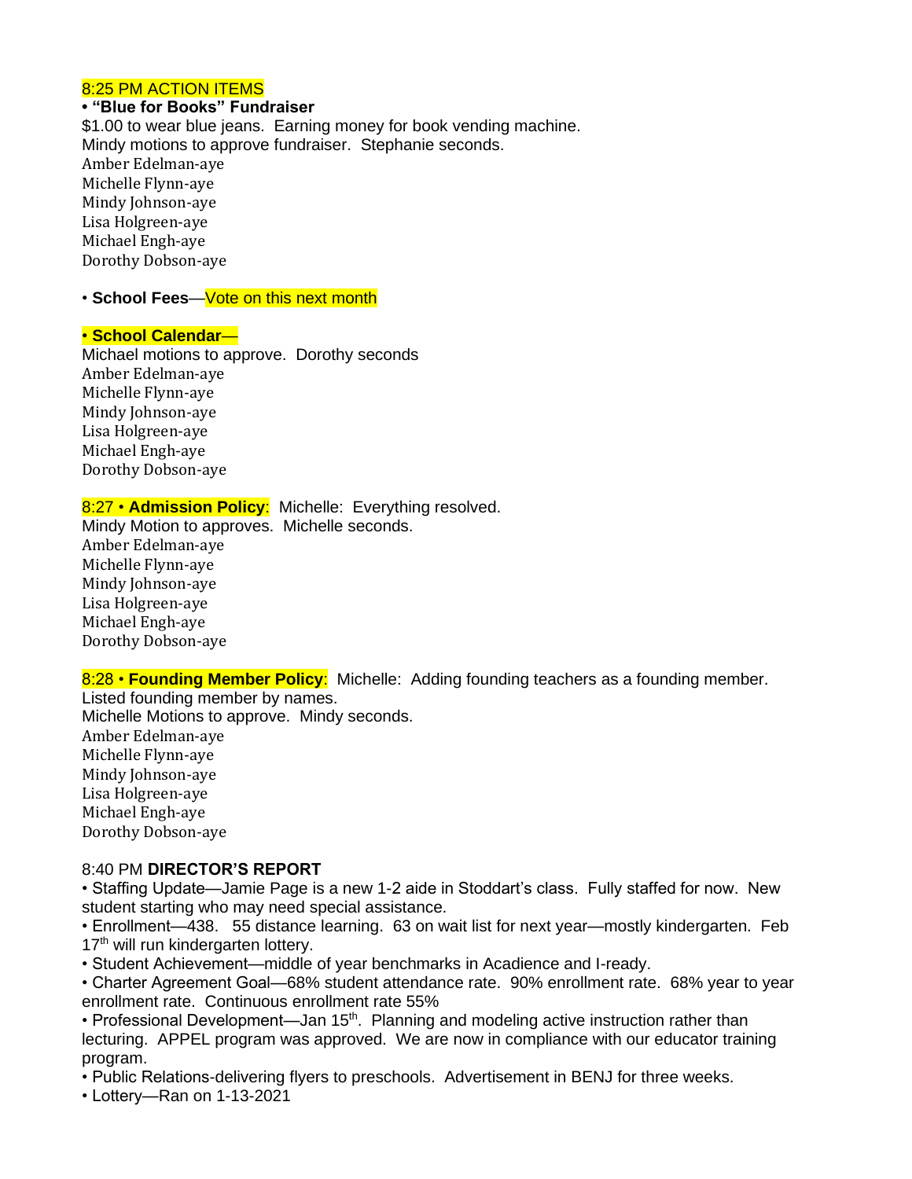8:25 PM ACTION ITEMS

- **"Blue for Books" Fundraiser**

$1.00 to wear blue jeans. Earning money for book vending machine.
Mindy motions to approve fundraiser. Stephanie seconds.
Amber Edelman-aye
Michelle Flynn-aye
Mindy Johnson-aye
Lisa Holgreen-aye
Michael Engh-aye
Dorothy Dobson-aye

- **School Fees**—Vote on this next month

- **School Calendar**—

Michael motions to approve. Dorothy seconds
Amber Edelman-aye
Michelle Flynn-aye
Mindy Johnson-aye
Lisa Holgreen-aye
Michael Engh-aye
Dorothy Dobson-aye

8:27 • **Admission Policy**: Michelle: Everything resolved.
Mindy Motion to approves. Michelle seconds.
Amber Edelman-aye
Michelle Flynn-aye
Mindy Johnson-aye
Lisa Holgreen-aye
Michael Engh-aye
Dorothy Dobson-aye

8:28 • **Founding Member Policy**: Michelle: Adding founding teachers as a founding member.
Listed founding member by names.
Michelle Motions to approve. Mindy seconds.
Amber Edelman-aye
Michelle Flynn-aye
Mindy Johnson-aye
Lisa Holgreen-aye
Michael Engh-aye
Dorothy Dobson-aye

8:40 PM **DIRECTOR'S REPORT**

- Staffing Update—Jamie Page is a new 1-2 aide in Stoddart's class. Fully staffed for now. New student starting who may need special assistance.
- Enrollment—438. 55 distance learning. 63 on wait list for next year—mostly kindergarten. Feb 17th will run kindergarten lottery.
- Student Achievement—middle of year benchmarks in Acadience and I-ready.
- Charter Agreement Goal—68% student attendance rate. 90% enrollment rate. 68% year to year enrollment rate. Continuous enrollment rate 55%
- Professional Development—Jan 15th. Planning and modeling active instruction rather than lecturing. APPEL program was approved. We are now in compliance with our educator training program.
- Public Relations-delivering flyers to preschools. Advertisement in BENJ for three weeks.
- Lottery—Ran on 1-13-2021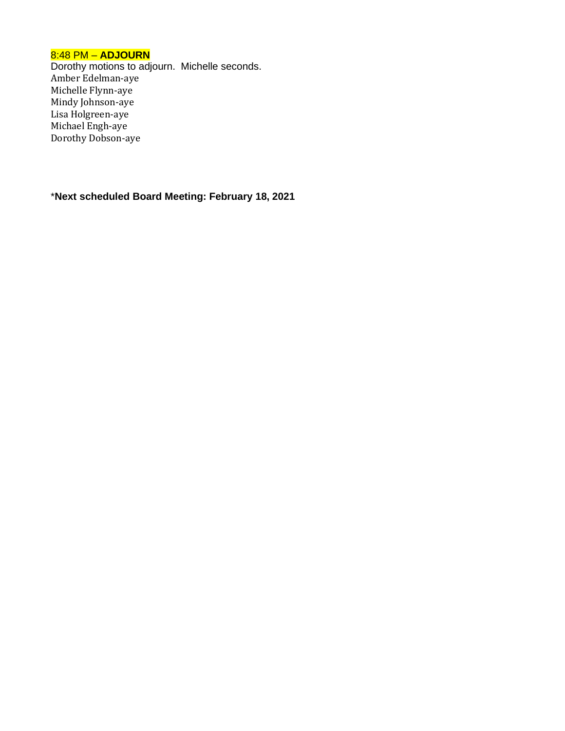8:48 PM – **ADJOURN**

Dorothy motions to adjourn. Michelle seconds.

Amber Edelman-aye
Michelle Flynn-aye
Mindy Johnson-aye
Lisa Holgreen-aye
Michael Engh-aye
Dorothy Dobson-aye

*__Next scheduled Board Meeting: February 18, 2021__